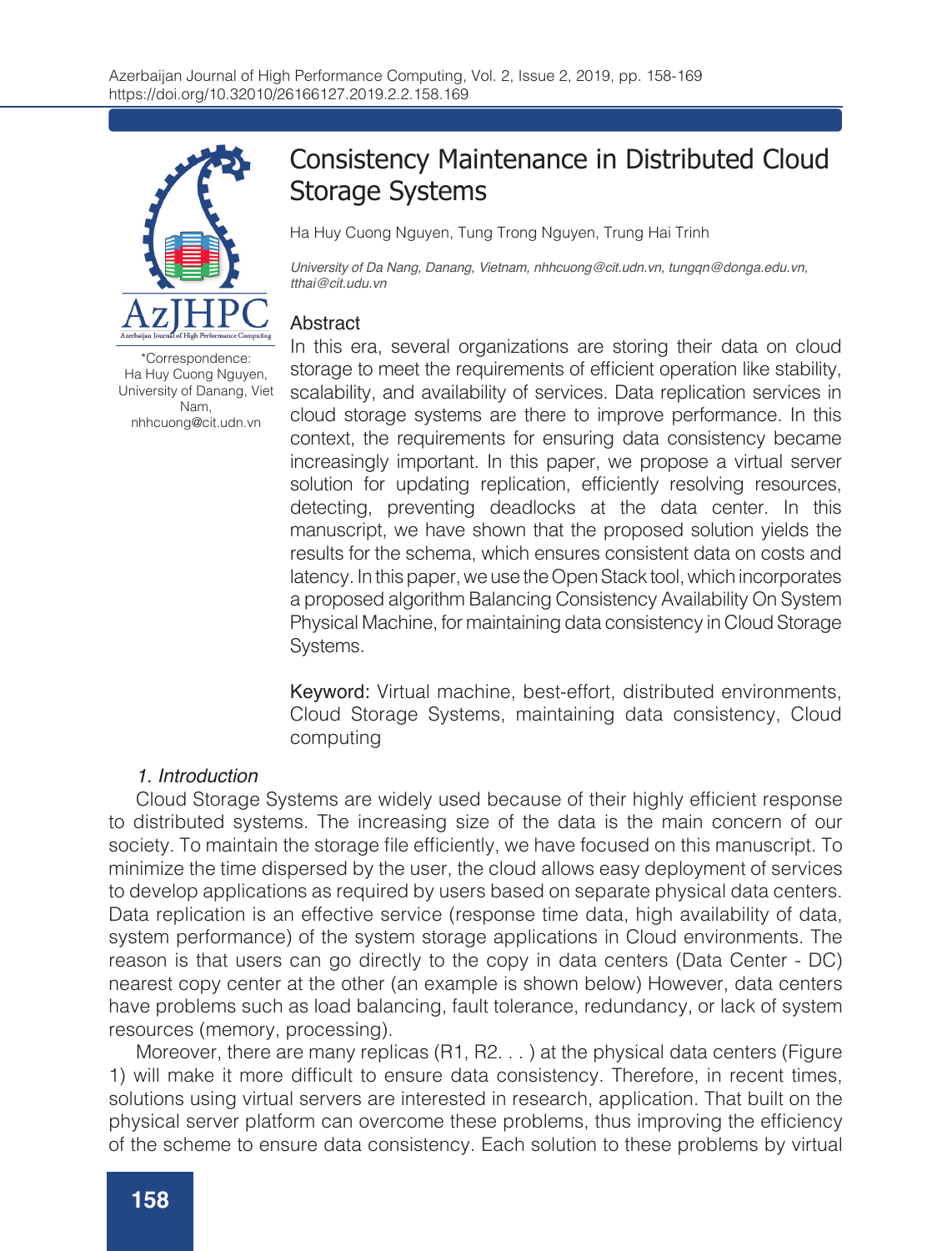# Consistency Maintenance in Distributed Cloud Storage Systems

Ha Huy Cuong Nguyen, Tung Trong Nguyen, Trung Hai Trinh

*University of Da Nang, Danang, Vietnam, nhhcuong@cit.udn.vn, tungqn@donga.edu.vn, tthai@cit.udu.vn*

*Correspondence: Ha Huy Cuong Nguyen, University of Danang, Viet Nam, nhhcuong@cit.udn.vn

## Abstract

In this era, several organizations are storing their data on cloud storage to meet the requirements of efficient operation like stability, scalability, and availability of services. Data replication services in cloud storage systems are there to improve performance. In this context, the requirements for ensuring data consistency became increasingly important. In this paper, we propose a virtual server solution for updating replication, efficiently resolving resources, detecting, preventing deadlocks at the data center. In this manuscript, we have shown that the proposed solution yields the results for the schema, which ensures consistent data on costs and latency. In this paper, we use the Open Stack tool, which incorporates a proposed algorithm Balancing Consistency Availability On System Physical Machine, for maintaining data consistency in Cloud Storage Systems.

**Keyword:** Virtual machine, best-effort, distributed environments, Cloud Storage Systems, maintaining data consistency, Cloud computing

## *1. Introduction*

Cloud Storage Systems are widely used because of their highly efficient response to distributed systems. The increasing size of the data is the main concern of our society. To maintain the storage file efficiently, we have focused on this manuscript. To minimize the time dispersed by the user, the cloud allows easy deployment of services to develop applications as required by users based on separate physical data centers. Data replication is an effective service (response time data, high availability of data, system performance) of the system storage applications in Cloud environments. The reason is that users can go directly to the copy in data centers (Data Center - DC) nearest copy center at the other (an example is shown below) However, data centers have problems such as load balancing, fault tolerance, redundancy, or lack of system resources (memory, processing).

Moreover, there are many replicas (R1, R2. . . ) at the physical data centers (Figure 1) will make it more difficult to ensure data consistency. Therefore, in recent times, solutions using virtual servers are interested in research, application. That built on the physical server platform can overcome these problems, thus improving the efficiency of the scheme to ensure data consistency. Each solution to these problems by virtual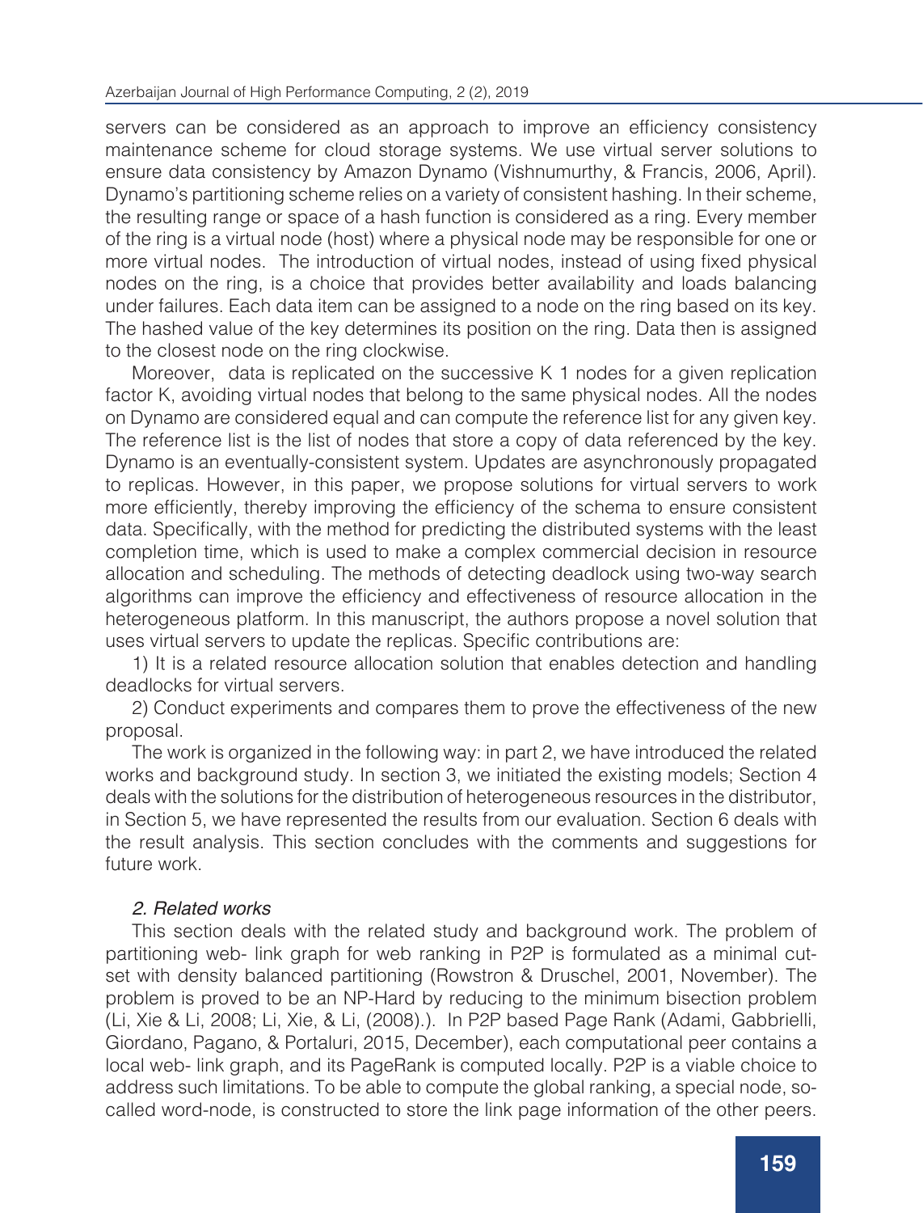servers can be considered as an approach to improve an efficiency consistency maintenance scheme for cloud storage systems. We use virtual server solutions to ensure data consistency by Amazon Dynamo (Vishnumurthy, & Francis, 2006, April). Dynamo's partitioning scheme relies on a variety of consistent hashing. In their scheme, the resulting range or space of a hash function is considered as a ring. Every member of the ring is a virtual node (host) where a physical node may be responsible for one or more virtual nodes. The introduction of virtual nodes, instead of using fixed physical nodes on the ring, is a choice that provides better availability and loads balancing under failures. Each data item can be assigned to a node on the ring based on its key. The hashed value of the key determines its position on the ring. Data then is assigned to the closest node on the ring clockwise.

Moreover, data is replicated on the successive K 1 nodes for a given replication factor K, avoiding virtual nodes that belong to the same physical nodes. All the nodes on Dynamo are considered equal and can compute the reference list for any given key. The reference list is the list of nodes that store a copy of data referenced by the key. Dynamo is an eventually-consistent system. Updates are asynchronously propagated to replicas. However, in this paper, we propose solutions for virtual servers to work more efficiently, thereby improving the efficiency of the schema to ensure consistent data. Specifically, with the method for predicting the distributed systems with the least completion time, which is used to make a complex commercial decision in resource allocation and scheduling. The methods of detecting deadlock using two-way search algorithms can improve the efficiency and effectiveness of resource allocation in the heterogeneous platform. In this manuscript, the authors propose a novel solution that uses virtual servers to update the replicas. Specific contributions are:

1) It is a related resource allocation solution that enables detection and handling deadlocks for virtual servers.

2) Conduct experiments and compares them to prove the effectiveness of the new proposal.

The work is organized in the following way: in part 2, we have introduced the related works and background study. In section 3, we initiated the existing models; Section 4 deals with the solutions for the distribution of heterogeneous resources in the distributor, in Section 5, we have represented the results from our evaluation. Section 6 deals with the result analysis. This section concludes with the comments and suggestions for future work.

## *2. Related works*

This section deals with the related study and background work. The problem of partitioning web- link graph for web ranking in P2P is formulated as a minimal cut-set with density balanced partitioning (Rowstron & Druschel, 2001, November). The problem is proved to be an NP-Hard by reducing to the minimum bisection problem (Li, Xie & Li, 2008; Li, Xie, & Li, (2008).). In P2P based Page Rank (Adami, Gabbrielli, Giordano, Pagano, & Portaluri, 2015, December), each computational peer contains a local web- link graph, and its PageRank is computed locally. P2P is a viable choice to address such limitations. To be able to compute the global ranking, a special node, so-called word-node, is constructed to store the link page information of the other peers.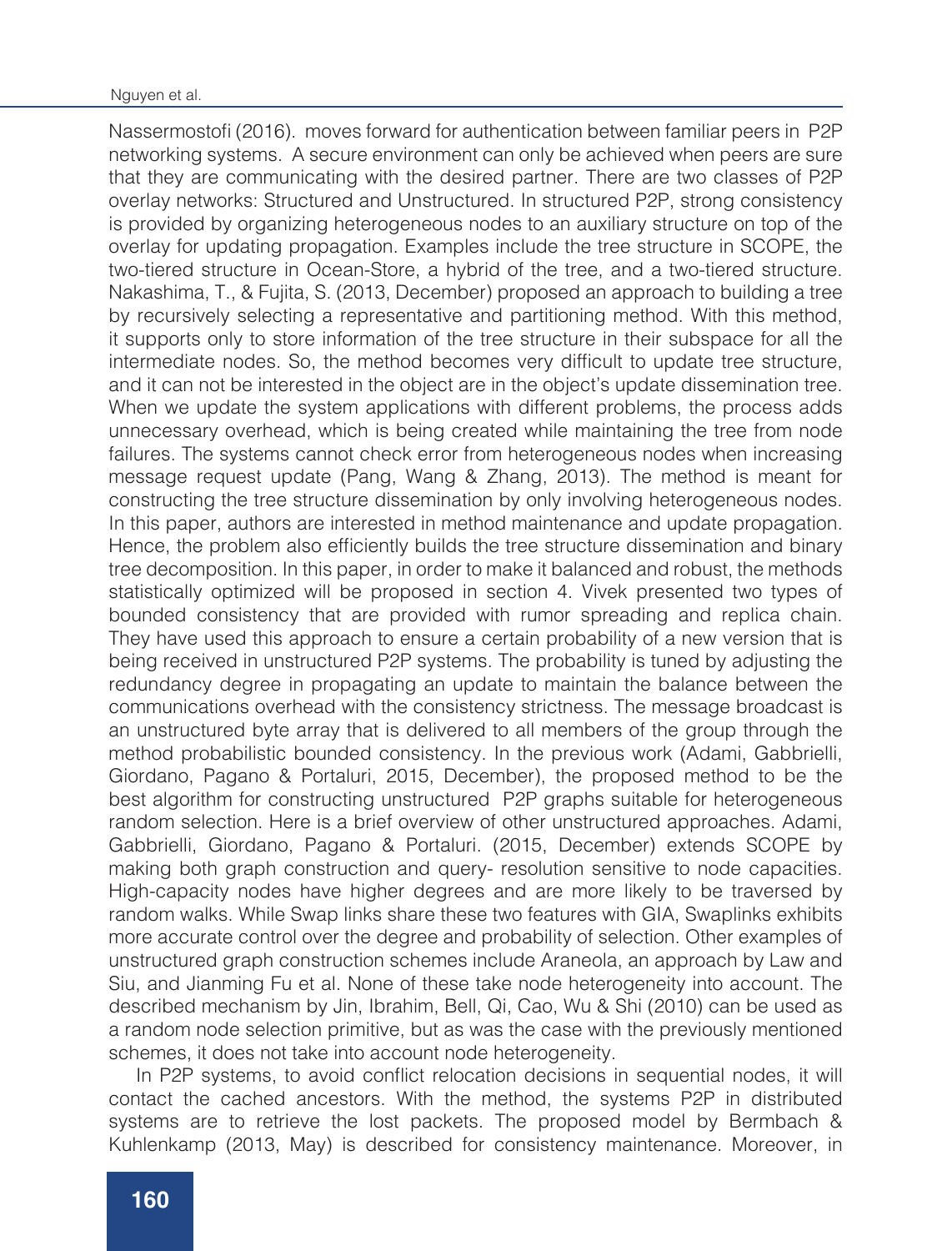Nassermostofi (2016). moves forward for authentication between familiar peers in P2P networking systems. A secure environment can only be achieved when peers are sure that they are communicating with the desired partner. There are two classes of P2P overlay networks: Structured and Unstructured. In structured P2P, strong consistency is provided by organizing heterogeneous nodes to an auxiliary structure on top of the overlay for updating propagation. Examples include the tree structure in SCOPE, the two-tiered structure in Ocean-Store, a hybrid of the tree, and a two-tiered structure. Nakashima, T., & Fujita, S. (2013, December) proposed an approach to building a tree by recursively selecting a representative and partitioning method. With this method, it supports only to store information of the tree structure in their subspace for all the intermediate nodes. So, the method becomes very difficult to update tree structure, and it can not be interested in the object are in the object's update dissemination tree. When we update the system applications with different problems, the process adds unnecessary overhead, which is being created while maintaining the tree from node failures. The systems cannot check error from heterogeneous nodes when increasing message request update (Pang, Wang & Zhang, 2013). The method is meant for constructing the tree structure dissemination by only involving heterogeneous nodes. In this paper, authors are interested in method maintenance and update propagation. Hence, the problem also efficiently builds the tree structure dissemination and binary tree decomposition. In this paper, in order to make it balanced and robust, the methods statistically optimized will be proposed in section 4. Vivek presented two types of bounded consistency that are provided with rumor spreading and replica chain. They have used this approach to ensure a certain probability of a new version that is being received in unstructured P2P systems. The probability is tuned by adjusting the redundancy degree in propagating an update to maintain the balance between the communications overhead with the consistency strictness. The message broadcast is an unstructured byte array that is delivered to all members of the group through the method probabilistic bounded consistency. In the previous work (Adami, Gabbrielli, Giordano, Pagano & Portaluri, 2015, December), the proposed method to be the best algorithm for constructing unstructured P2P graphs suitable for heterogeneous random selection. Here is a brief overview of other unstructured approaches. Adami, Gabbrielli, Giordano, Pagano & Portaluri. (2015, December) extends SCOPE by making both graph construction and query- resolution sensitive to node capacities. High-capacity nodes have higher degrees and are more likely to be traversed by random walks. While Swap links share these two features with GIA, Swaplinks exhibits more accurate control over the degree and probability of selection. Other examples of unstructured graph construction schemes include Araneola, an approach by Law and Siu, and Jianming Fu et al. None of these take node heterogeneity into account. The described mechanism by Jin, Ibrahim, Bell, Qi, Cao, Wu & Shi (2010) can be used as a random node selection primitive, but as was the case with the previously mentioned schemes, it does not take into account node heterogeneity.

In P2P systems, to avoid conflict relocation decisions in sequential nodes, it will contact the cached ancestors. With the method, the systems P2P in distributed systems are to retrieve the lost packets. The proposed model by Bermbach & Kuhlenkamp (2013, May) is described for consistency maintenance. Moreover, in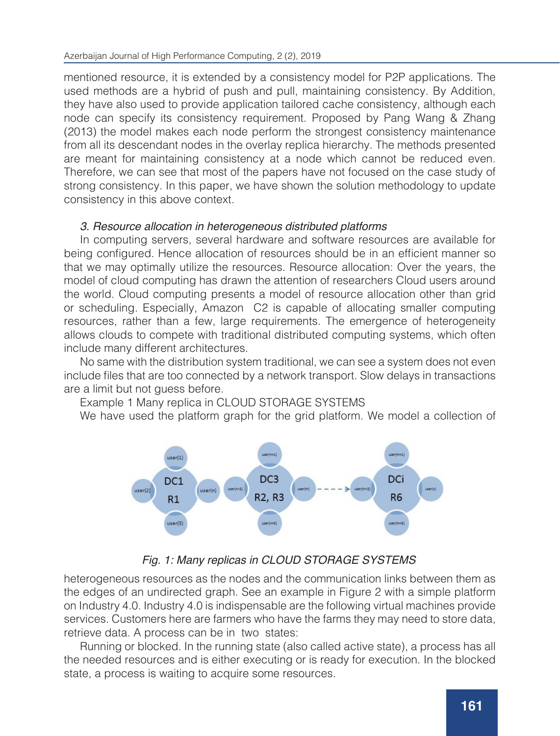mentioned resource, it is extended by a consistency model for P2P applications. The used methods are a hybrid of push and pull, maintaining consistency. By Addition, they have also used to provide application tailored cache consistency, although each node can specify its consistency requirement. Proposed by Pang Wang & Zhang (2013) the model makes each node perform the strongest consistency maintenance from all its descendant nodes in the overlay replica hierarchy. The methods presented are meant for maintaining consistency at a node which cannot be reduced even. Therefore, we can see that most of the papers have not focused on the case study of strong consistency. In this paper, we have shown the solution methodology to update consistency in this above context.

### *3. Resource allocation in heterogeneous distributed platforms*

In computing servers, several hardware and software resources are available for being configured. Hence allocation of resources should be in an efficient manner so that we may optimally utilize the resources. Resource allocation: Over the years, the model of cloud computing has drawn the attention of researchers Cloud users around the world. Cloud computing presents a model of resource allocation other than grid or scheduling. Especially, Amazon C2 is capable of allocating smaller computing resources, rather than a few, large requirements. The emergence of heterogeneity allows clouds to compete with traditional distributed computing systems, which often include many different architectures.

No same with the distribution system traditional, we can see a system does not even include files that are too connected by a network transport. Slow delays in transactions are a limit but not guess before.

Example 1 Many replica in CLOUD STORAGE SYSTEMS

We have used the platform graph for the grid platform. We model a collection of

*Fig. 1: Many replicas in CLOUD STORAGE SYSTEMS*

heterogeneous resources as the nodes and the communication links between them as the edges of an undirected graph. See an example in Figure 2 with a simple platform on Industry 4.0. Industry 4.0 is indispensable are the following virtual machines provide services. Customers here are farmers who have the farms they may need to store data, retrieve data. A process can be in two states:

Running or blocked. In the running state (also called active state), a process has all the needed resources and is either executing or is ready for execution. In the blocked state, a process is waiting to acquire some resources.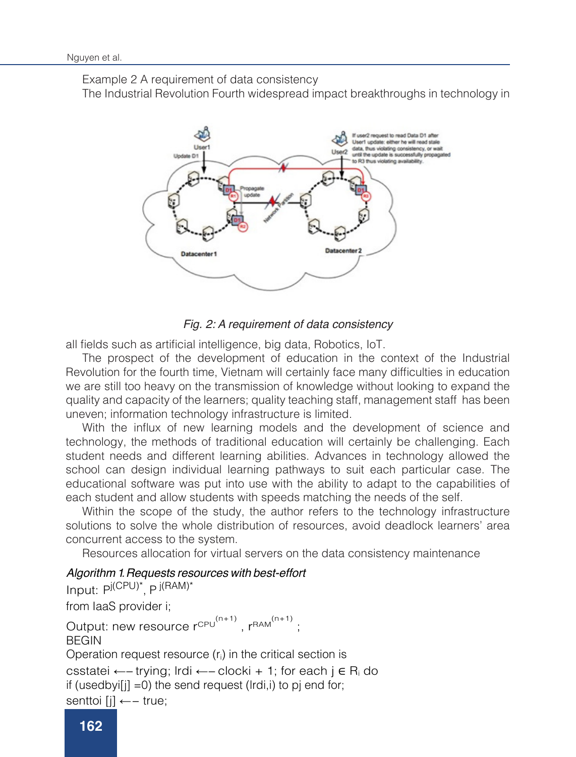Example 2 A requirement of data consistency

The Industrial Revolution Fourth widespread impact breakthroughs in technology in

*Fig. 2: A requirement of data consistency*

all fields such as artificial intelligence, big data, Robotics, IoT.

The prospect of the development of education in the context of the Industrial Revolution for the fourth time, Vietnam will certainly face many difficulties in education we are still too heavy on the transmission of knowledge without looking to expand the quality and capacity of the learners; quality teaching staff, management staff has been uneven; information technology infrastructure is limited.

With the influx of new learning models and the development of science and technology, the methods of traditional education will certainly be challenging. Each student needs and different learning abilities. Advances in technology allowed the school can design individual learning pathways to suit each particular case. The educational software was put into use with the ability to adapt to the capabilities of each student and allow students with speeds matching the needs of the self.

Within the scope of the study, the author refers to the technology infrastructure solutions to solve the whole distribution of resources, avoid deadlock learners' area concurrent access to the system.

Resources allocation for virtual servers on the data consistency maintenance

*Algorithm 1. Requests resources with best-effort*

Input: $P^{j(CPU)*}$, $P^{j(RAM)*}$

from IaaS provider i;

Output: new resource $r^{CPU^{(n+1)}}$, $r^{RAM^{(n+1)}}$;

BEGIN

Operation request resource ($r_i$) in the critical section is

csstatei ←– trying; lrdi ←– clocki + 1; for each j ∈ $R_i$ do

if (usedbyi[j] =0) the send request (lrdi,i) to pj end for;

senttoi [j] ←– true;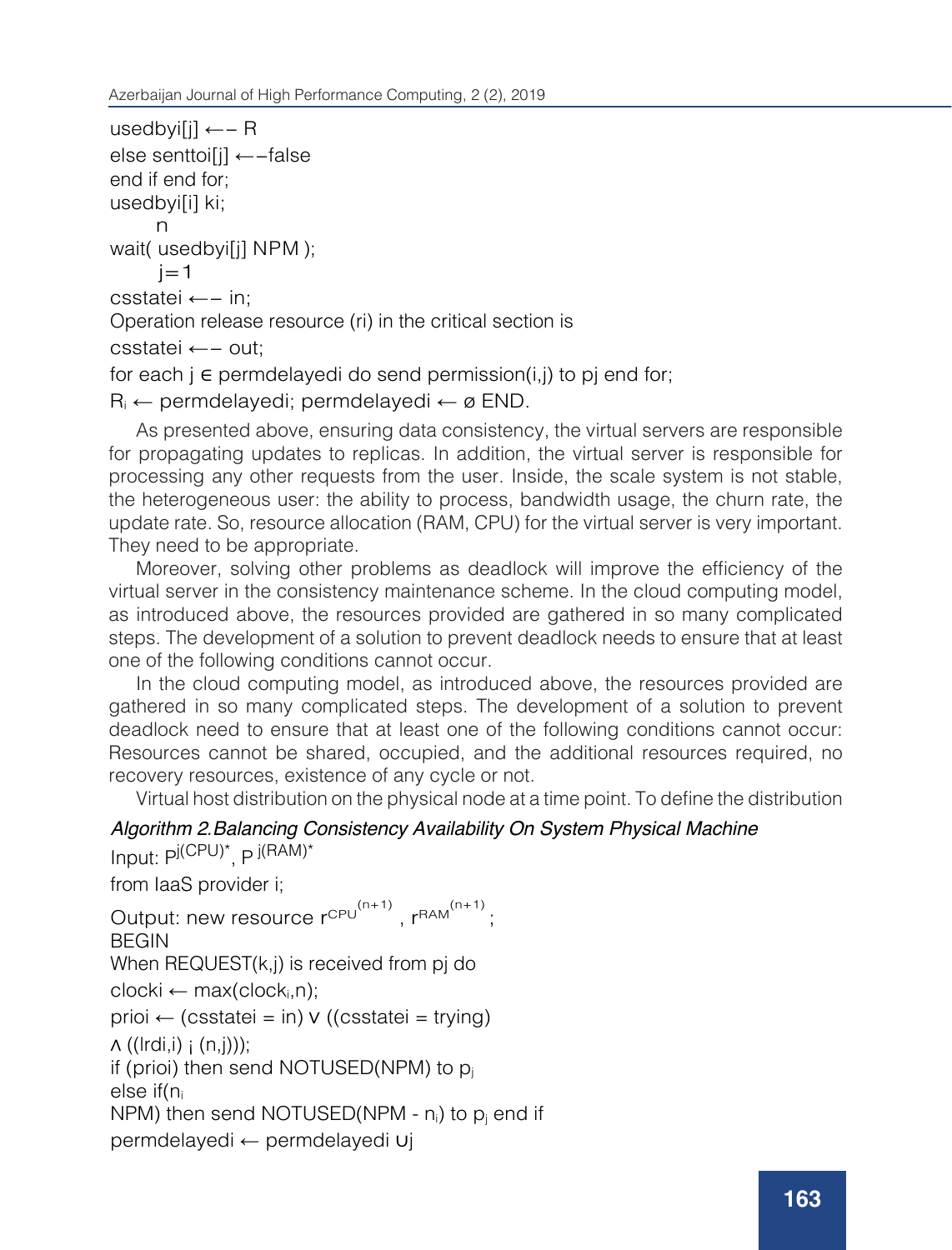usedbyi[j] ←– R

else senttoi[j] ←–false

end if end for;

usedbyi[i] ki;

n

wait( usedbyi[j] NPM );

j=1

csstatei ←– in;

Operation release resource (ri) in the critical section is

csstatei ←– out;

for each j ∊ permdelayedi do send permission(i,j) to pj end for;

$R_i$ ← permdelayedi; permdelayedi ← ø END.

As presented above, ensuring data consistency, the virtual servers are responsible for propagating updates to replicas. In addition, the virtual server is responsible for processing any other requests from the user. Inside, the scale system is not stable, the heterogeneous user: the ability to process, bandwidth usage, the churn rate, the update rate. So, resource allocation (RAM, CPU) for the virtual server is very important. They need to be appropriate.

Moreover, solving other problems as deadlock will improve the efficiency of the virtual server in the consistency maintenance scheme. In the cloud computing model, as introduced above, the resources provided are gathered in so many complicated steps. The development of a solution to prevent deadlock needs to ensure that at least one of the following conditions cannot occur.

In the cloud computing model, as introduced above, the resources provided are gathered in so many complicated steps. The development of a solution to prevent deadlock need to ensure that at least one of the following conditions cannot occur: Resources cannot be shared, occupied, and the additional resources required, no recovery resources, existence of any cycle or not.

Virtual host distribution on the physical node at a time point. To define the distribution

*Algorithm 2.Balancing Consistency Availability On System Physical Machine*

Input: $P^{j(CPU)^*}$, $P^{j(RAM)^*}$

from IaaS provider i;

Output: new resource $r^{CPU^{(n+1)}}$, $r^{RAM^{(n+1)}}$;

BEGIN

When REQUEST(k,j) is received from pj do

$clock_i$ ← max($clock_i$,n);

prioi ← (csstatei = in) ∨ ((csstatei = trying)

∧ ((lrdi,i) ¡ (n,j)));

if (prioi) then send NOTUSED(NPM) to $p_j$

else if($n_i$

NPM) then send NOTUSED(NPM - $n_i$) to $p_j$ end if

permdelayedi ← permdelayedi ∪j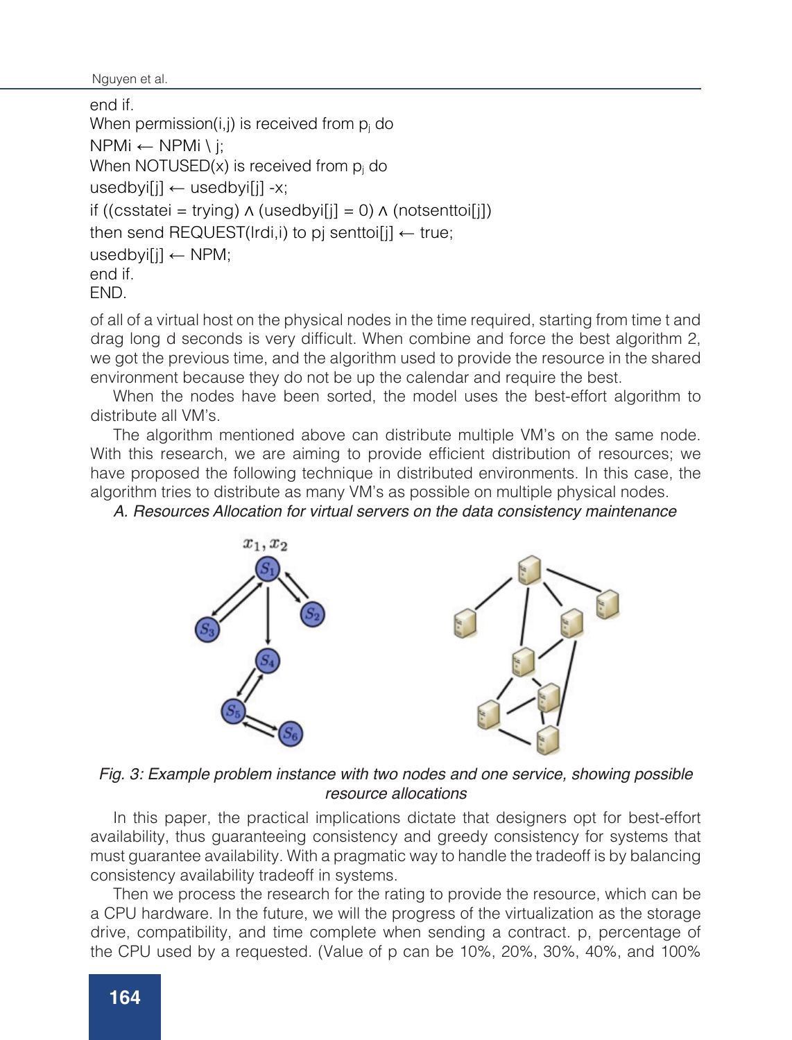end if.
When permission(i,j) is received from $p_j$ do
NPMi ← NPMi \ j;
When NOTUSED(x) is received from $p_j$ do
usedbyi[j] ← usedbyi[j] -x;
if ((csstatei = trying) ∧ (usedbyi[j] = 0) ∧ (notsenttoi[j])
then send REQUEST(lrdi,i) to pj senttoi[j] ← true;
usedbyi[j] ← NPM;
end if.
END.

of all of a virtual host on the physical nodes in the time required, starting from time t and drag long d seconds is very difficult. When combine and force the best algorithm 2, we got the previous time, and the algorithm used to provide the resource in the shared environment because they do not be up the calendar and require the best.

When the nodes have been sorted, the model uses the best-effort algorithm to distribute all VM's.

The algorithm mentioned above can distribute multiple VM's on the same node. With this research, we are aiming to provide efficient distribution of resources; we have proposed the following technique in distributed environments. In this case, the algorithm tries to distribute as many VM's as possible on multiple physical nodes.

*A. Resources Allocation for virtual servers on the data consistency maintenance*

*Fig. 3: Example problem instance with two nodes and one service, showing possible resource allocations*

In this paper, the practical implications dictate that designers opt for best-effort availability, thus guaranteeing consistency and greedy consistency for systems that must guarantee availability. With a pragmatic way to handle the tradeoff is by balancing consistency availability tradeoff in systems.

Then we process the research for the rating to provide the resource, which can be a CPU hardware. In the future, we will the progress of the virtualization as the storage drive, compatibility, and time complete when sending a contract. p, percentage of the CPU used by a requested. (Value of p can be 10%, 20%, 30%, 40%, and 100%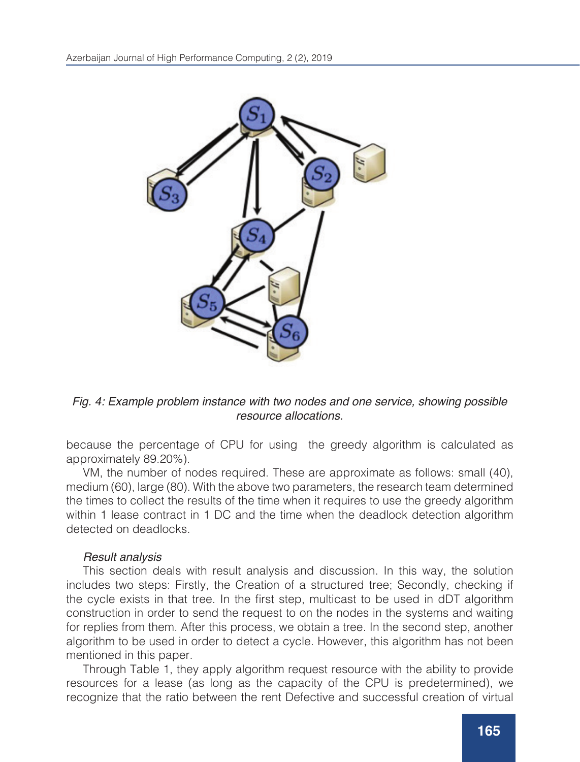*Fig. 4: Example problem instance with two nodes and one service, showing possible resource allocations.*

because the percentage of CPU for using the greedy algorithm is calculated as approximately 89.20%).

VM, the number of nodes required. These are approximate as follows: small (40), medium (60), large (80). With the above two parameters, the research team determined the times to collect the results of the time when it requires to use the greedy algorithm within 1 lease contract in 1 DC and the time when the deadlock detection algorithm detected on deadlocks.

*Result analysis*

This section deals with result analysis and discussion. In this way, the solution includes two steps: Firstly, the Creation of a structured tree; Secondly, checking if the cycle exists in that tree. In the first step, multicast to be used in dDT algorithm construction in order to send the request to on the nodes in the systems and waiting for replies from them. After this process, we obtain a tree. In the second step, another algorithm to be used in order to detect a cycle. However, this algorithm has not been mentioned in this paper.

Through Table 1, they apply algorithm request resource with the ability to provide resources for a lease (as long as the capacity of the CPU is predetermined), we recognize that the ratio between the rent Defective and successful creation of virtual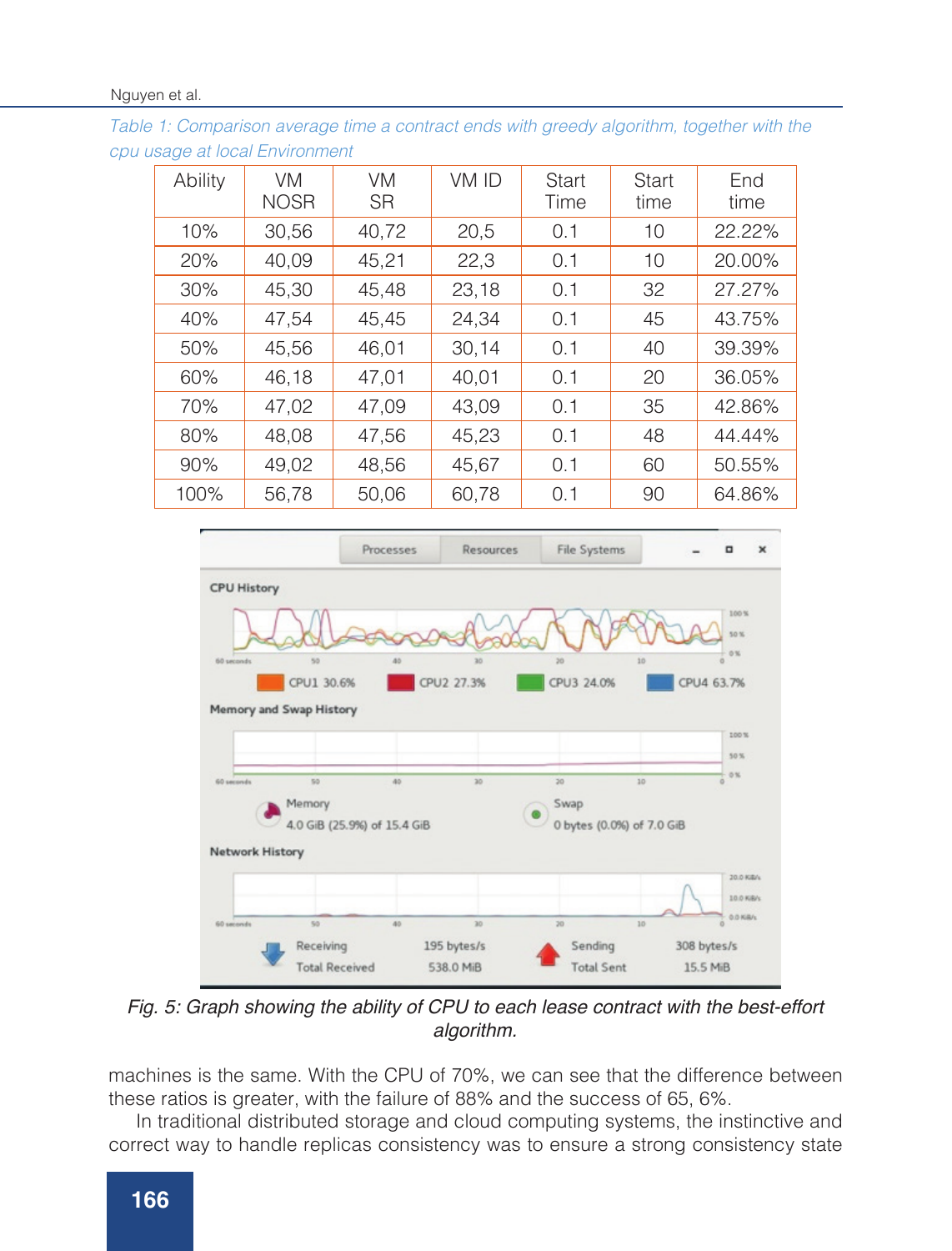*Table 1: Comparison average time a contract ends with greedy algorithm, together with the cpu usage at local Environment*

| Ability | VM NOSR | VM SR | VM ID | Start Time | Start time | End time |
|---|---|---|---|---|---|---|
| 10% | 30,56 | 40,72 | 20,5 | 0.1 | 10 | 22.22% |
| 20% | 40,09 | 45,21 | 22,3 | 0.1 | 10 | 20.00% |
| 30% | 45,30 | 45,48 | 23,18 | 0.1 | 32 | 27.27% |
| 40% | 47,54 | 45,45 | 24,34 | 0.1 | 45 | 43.75% |
| 50% | 45,56 | 46,01 | 30,14 | 0.1 | 40 | 39.39% |
| 60% | 46,18 | 47,01 | 40,01 | 0.1 | 20 | 36.05% |
| 70% | 47,02 | 47,09 | 43,09 | 0.1 | 35 | 42.86% |
| 80% | 48,08 | 47,56 | 45,23 | 0.1 | 48 | 44.44% |
| 90% | 49,02 | 48,56 | 45,67 | 0.1 | 60 | 50.55% |
| 100% | 56,78 | 50,06 | 60,78 | 0.1 | 90 | 64.86% |

*Fig. 5: Graph showing the ability of CPU to each lease contract with the best-effort algorithm.*

machines is the same. With the CPU of 70%, we can see that the difference between these ratios is greater, with the failure of 88% and the success of 65, 6%.

In traditional distributed storage and cloud computing systems, the instinctive and correct way to handle replicas consistency was to ensure a strong consistency state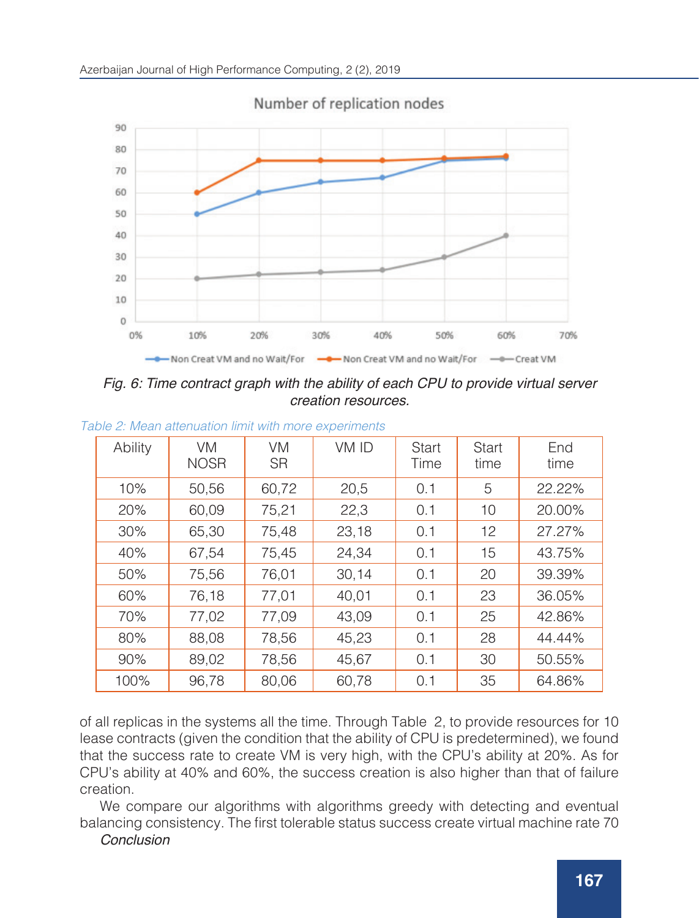Fig. 6: *Time contract graph with the ability of each CPU to provide virtual server creation resources.*

*Table 2: Mean attenuation limit with more experiments*

| Ability | VM NOSR | VM SR | VM ID | Start Time | Start time | End time |
|---|---|---|---|---|---|---|
| 10% | 50,56 | 60,72 | 20,5 | 0.1 | 5 | 22.22% |
| 20% | 60,09 | 75,21 | 22,3 | 0.1 | 10 | 20.00% |
| 30% | 65,30 | 75,48 | 23,18 | 0.1 | 12 | 27.27% |
| 40% | 67,54 | 75,45 | 24,34 | 0.1 | 15 | 43.75% |
| 50% | 75,56 | 76,01 | 30,14 | 0.1 | 20 | 39.39% |
| 60% | 76,18 | 77,01 | 40,01 | 0.1 | 23 | 36.05% |
| 70% | 77,02 | 77,09 | 43,09 | 0.1 | 25 | 42.86% |
| 80% | 88,08 | 78,56 | 45,23 | 0.1 | 28 | 44.44% |
| 90% | 89,02 | 78,56 | 45,67 | 0.1 | 30 | 50.55% |
| 100% | 96,78 | 80,06 | 60,78 | 0.1 | 35 | 64.86% |

of all replicas in the systems all the time. Through Table 2, to provide resources for 10 lease contracts (given the condition that the ability of CPU is predetermined), we found that the success rate to create VM is very high, with the CPU's ability at 20%. As for CPU's ability at 40% and 60%, the success creation is also higher than that of failure creation.

We compare our algorithms with algorithms greedy with detecting and eventual balancing consistency. The first tolerable status success create virtual machine rate 70

*Conclusion*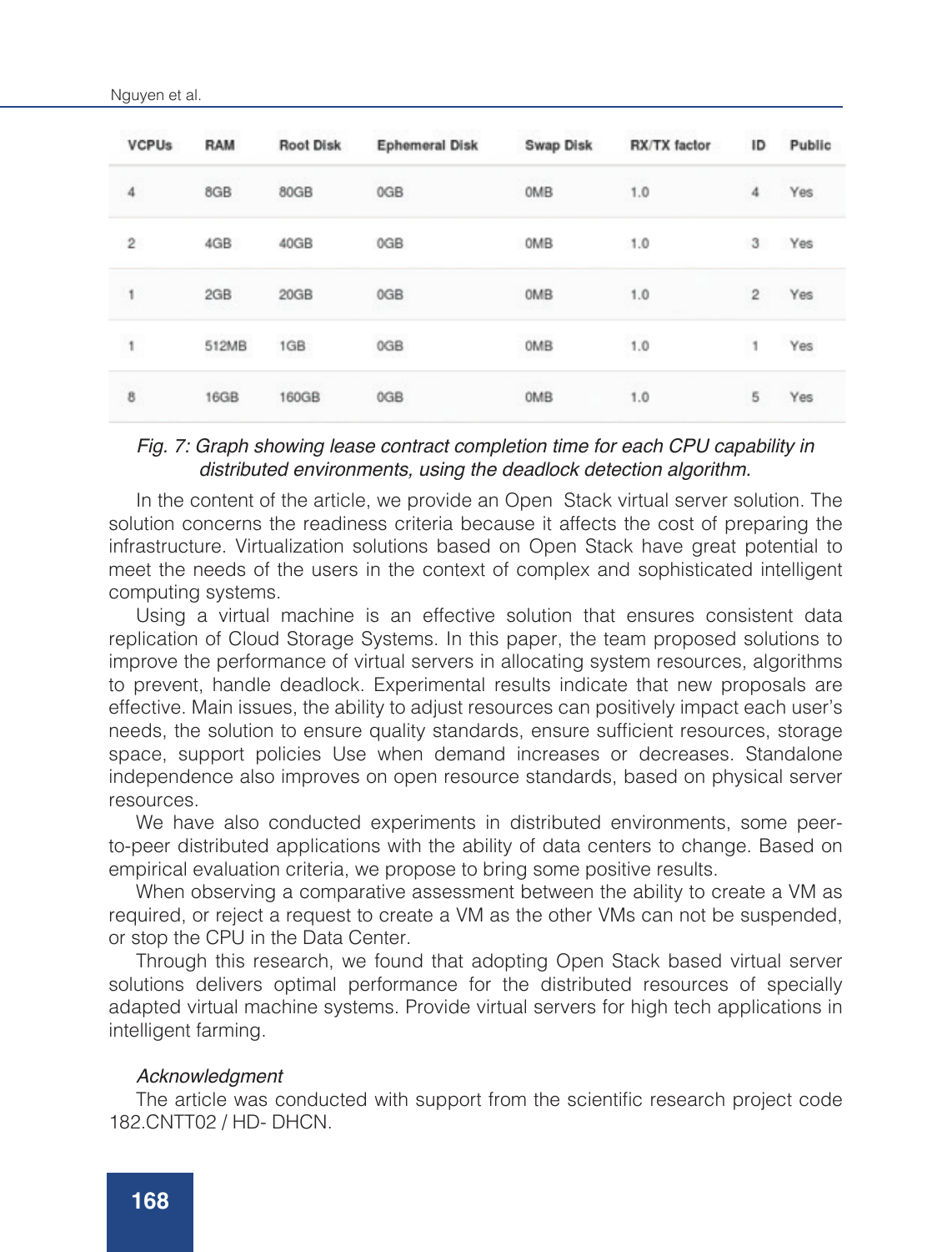| VCPUs | RAM | Root Disk | Ephemeral Disk | Swap Disk | RX/TX factor | ID | Public |
|---|---|---|---|---|---|---|---|
| 4 | 8GB | 80GB | 0GB | 0MB | 1.0 | 4 | Yes |
| 2 | 4GB | 40GB | 0GB | 0MB | 1.0 | 3 | Yes |
| 1 | 2GB | 20GB | 0GB | 0MB | 1.0 | 2 | Yes |
| 1 | 512MB | 1GB | 0GB | 0MB | 1.0 | 1 | Yes |
| 8 | 16GB | 160GB | 0GB | 0MB | 1.0 | 5 | Yes |

*Fig. 7: Graph showing lease contract completion time for each CPU capability in distributed environments, using the deadlock detection algorithm.*

In the content of the article, we provide an Open Stack virtual server solution. The solution concerns the readiness criteria because it affects the cost of preparing the infrastructure. Virtualization solutions based on Open Stack have great potential to meet the needs of the users in the context of complex and sophisticated intelligent computing systems.

Using a virtual machine is an effective solution that ensures consistent data replication of Cloud Storage Systems. In this paper, the team proposed solutions to improve the performance of virtual servers in allocating system resources, algorithms to prevent, handle deadlock. Experimental results indicate that new proposals are effective. Main issues, the ability to adjust resources can positively impact each user's needs, the solution to ensure quality standards, ensure sufficient resources, storage space, support policies Use when demand increases or decreases. Standalone independence also improves on open resource standards, based on physical server resources.

We have also conducted experiments in distributed environments, some peer-to-peer distributed applications with the ability of data centers to change. Based on empirical evaluation criteria, we propose to bring some positive results.

When observing a comparative assessment between the ability to create a VM as required, or reject a request to create a VM as the other VMs can not be suspended, or stop the CPU in the Data Center.

Through this research, we found that adopting Open Stack based virtual server solutions delivers optimal performance for the distributed resources of specially adapted virtual machine systems. Provide virtual servers for high tech applications in intelligent farming.

### *Acknowledgment*

The article was conducted with support from the scientific research project code 182.CNTT02 / HD- DHCN.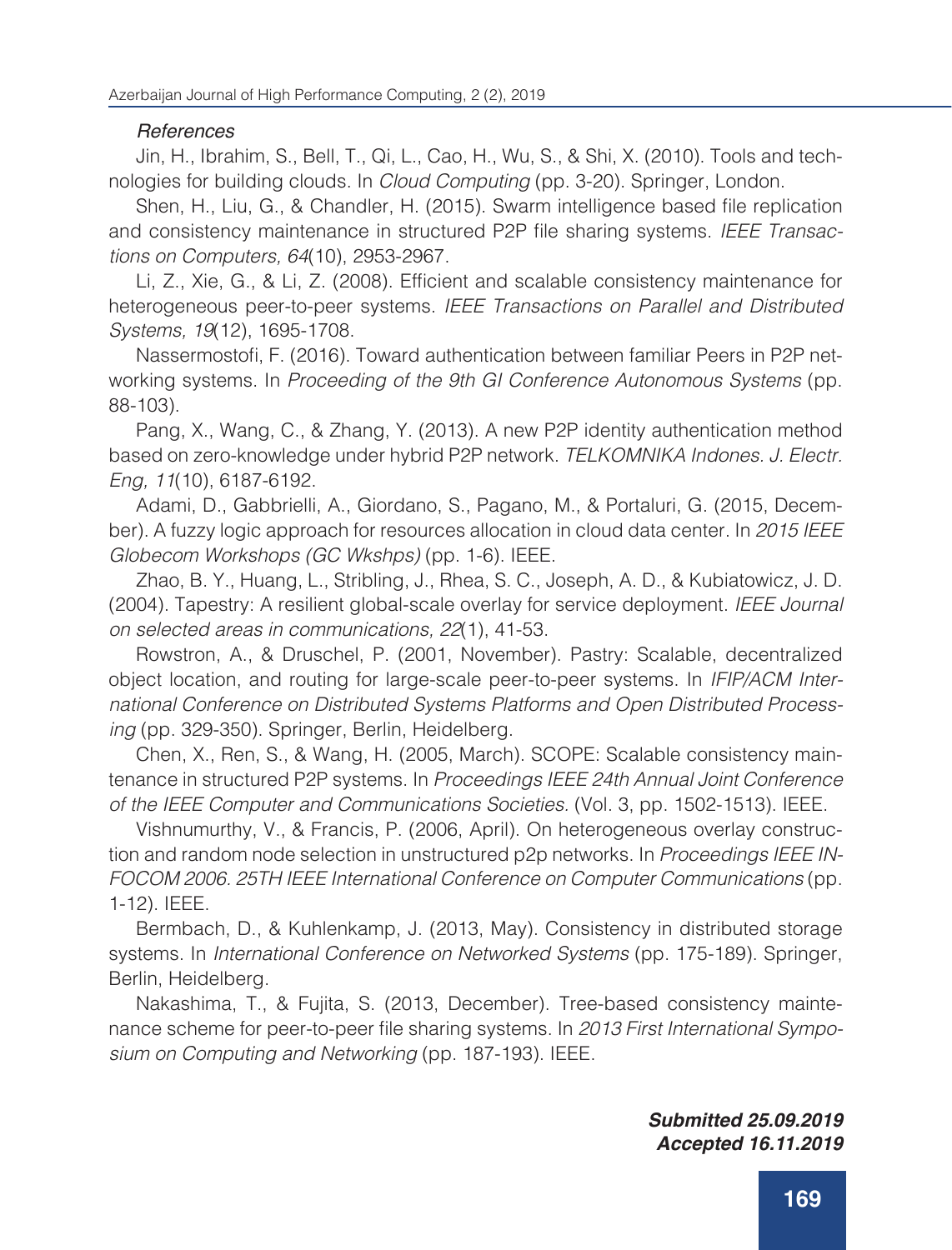*References*

Jin, H., Ibrahim, S., Bell, T., Qi, L., Cao, H., Wu, S., & Shi, X. (2010). Tools and technologies for building clouds. In *Cloud Computing* (pp. 3-20). Springer, London.

Shen, H., Liu, G., & Chandler, H. (2015). Swarm intelligence based file replication and consistency maintenance in structured P2P file sharing systems. *IEEE Transactions on Computers, 64*(10), 2953-2967.

Li, Z., Xie, G., & Li, Z. (2008). Efficient and scalable consistency maintenance for heterogeneous peer-to-peer systems. *IEEE Transactions on Parallel and Distributed Systems, 19*(12), 1695-1708.

Nassermostofi, F. (2016). Toward authentication between familiar Peers in P2P networking systems. In *Proceeding of the 9th GI Conference Autonomous Systems* (pp. 88-103).

Pang, X., Wang, C., & Zhang, Y. (2013). A new P2P identity authentication method based on zero-knowledge under hybrid P2P network. *TELKOMNIKA Indones. J. Electr. Eng, 11*(10), 6187-6192.

Adami, D., Gabbrielli, A., Giordano, S., Pagano, M., & Portaluri, G. (2015, December). A fuzzy logic approach for resources allocation in cloud data center. In *2015 IEEE Globecom Workshops (GC Wkshps)* (pp. 1-6). IEEE.

Zhao, B. Y., Huang, L., Stribling, J., Rhea, S. C., Joseph, A. D., & Kubiatowicz, J. D. (2004). Tapestry: A resilient global-scale overlay for service deployment. *IEEE Journal on selected areas in communications, 22*(1), 41-53.

Rowstron, A., & Druschel, P. (2001, November). Pastry: Scalable, decentralized object location, and routing for large-scale peer-to-peer systems. In *IFIP/ACM International Conference on Distributed Systems Platforms and Open Distributed Processing* (pp. 329-350). Springer, Berlin, Heidelberg.

Chen, X., Ren, S., & Wang, H. (2005, March). SCOPE: Scalable consistency maintenance in structured P2P systems. In *Proceedings IEEE 24th Annual Joint Conference of the IEEE Computer and Communications Societies.* (Vol. 3, pp. 1502-1513). IEEE.

Vishnumurthy, V., & Francis, P. (2006, April). On heterogeneous overlay construction and random node selection in unstructured p2p networks. In *Proceedings IEEE INFOCOM 2006. 25TH IEEE International Conference on Computer Communications* (pp. 1-12). IEEE.

Bermbach, D., & Kuhlenkamp, J. (2013, May). Consistency in distributed storage systems. In *International Conference on Networked Systems* (pp. 175-189). Springer, Berlin, Heidelberg.

Nakashima, T., & Fujita, S. (2013, December). Tree-based consistency maintenance scheme for peer-to-peer file sharing systems. In *2013 First International Symposium on Computing and Networking* (pp. 187-193). IEEE.

***Submitted 25.09.2019***
***Accepted 16.11.2019***